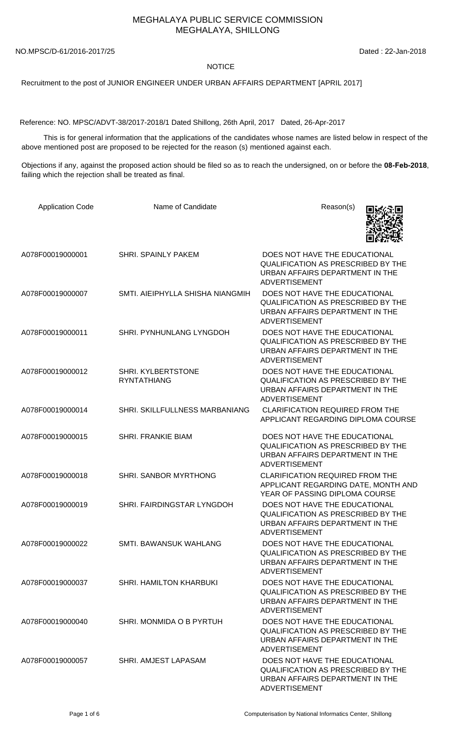# MEGHALAYA PUBLIC SERVICE COMMISSION
## MEGHALAYA, SHILLONG

NO.MPSC/D-61/2016-2017/25 Dated : 22-Jan-2018

### NOTICE

Recruitment to the post of JUNIOR ENGINEER UNDER URBAN AFFAIRS DEPARTMENT [APRIL 2017]

Reference: NO. MPSC/ADVT-38/2017-2018/1 Dated Shillong, 26th April, 2017 Dated, 26-Apr-2017

This is for general information that the applications of the candidates whose names are listed below in respect of the above mentioned post are proposed to be rejected for the reason (s) mentioned against each.

Objections if any, against the proposed action should be filed so as to reach the undersigned, on or before the **08-Feb-2018**, failing which the rejection shall be treated as final.

| Application Code | Name of Candidate | Reason(s) |
|---|---|---|
| A078F00019000001 | SHRI. SPAINLY PAKEM | DOES NOT HAVE THE EDUCATIONAL QUALIFICATION AS PRESCRIBED BY THE URBAN AFFAIRS DEPARTMENT IN THE ADVERTISEMENT |
| A078F00019000007 | SMTI. AIEIPHYLLA SHISHA NIANGMIH | DOES NOT HAVE THE EDUCATIONAL QUALIFICATION AS PRESCRIBED BY THE URBAN AFFAIRS DEPARTMENT IN THE ADVERTISEMENT |
| A078F00019000011 | SHRI. PYNHUNLANG LYNGDOH | DOES NOT HAVE THE EDUCATIONAL QUALIFICATION AS PRESCRIBED BY THE URBAN AFFAIRS DEPARTMENT IN THE ADVERTISEMENT |
| A078F00019000012 | SHRI. KYLBERTSTONE RYNTATHIANG | DOES NOT HAVE THE EDUCATIONAL QUALIFICATION AS PRESCRIBED BY THE URBAN AFFAIRS DEPARTMENT IN THE ADVERTISEMENT |
| A078F00019000014 | SHRI. SKILLFULLNESS MARBANIANG | CLARIFICATION REQUIRED FROM THE APPLICANT REGARDING DIPLOMA COURSE |
| A078F00019000015 | SHRI. FRANKIE BIAM | DOES NOT HAVE THE EDUCATIONAL QUALIFICATION AS PRESCRIBED BY THE URBAN AFFAIRS DEPARTMENT IN THE ADVERTISEMENT |
| A078F00019000018 | SHRI. SANBOR MYRTHONG | CLARIFICATION REQUIRED FROM THE APPLICANT REGARDING DATE, MONTH AND YEAR OF PASSING DIPLOMA COURSE |
| A078F00019000019 | SHRI. FAIRDINGSTAR LYNGDOH | DOES NOT HAVE THE EDUCATIONAL QUALIFICATION AS PRESCRIBED BY THE URBAN AFFAIRS DEPARTMENT IN THE ADVERTISEMENT |
| A078F00019000022 | SMTI. BAWANSUK WAHLANG | DOES NOT HAVE THE EDUCATIONAL QUALIFICATION AS PRESCRIBED BY THE URBAN AFFAIRS DEPARTMENT IN THE ADVERTISEMENT |
| A078F00019000037 | SHRI. HAMILTON KHARBUKI | DOES NOT HAVE THE EDUCATIONAL QUALIFICATION AS PRESCRIBED BY THE URBAN AFFAIRS DEPARTMENT IN THE ADVERTISEMENT |
| A078F00019000040 | SHRI. MONMIDA O B PYRTUH | DOES NOT HAVE THE EDUCATIONAL QUALIFICATION AS PRESCRIBED BY THE URBAN AFFAIRS DEPARTMENT IN THE ADVERTISEMENT |
| A078F00019000057 | SHRI. AMJEST LAPASAM | DOES NOT HAVE THE EDUCATIONAL QUALIFICATION AS PRESCRIBED BY THE URBAN AFFAIRS DEPARTMENT IN THE ADVERTISEMENT |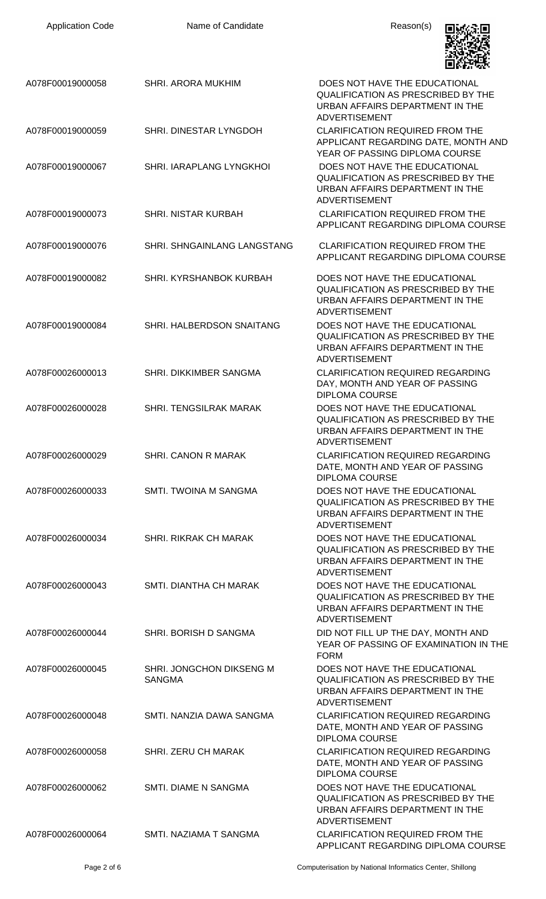| Application Code | Name of Candidate | Reason(s) |
|---|---|---|
| A078F00019000058 | SHRI. ARORA MUKHIM | DOES NOT HAVE THE EDUCATIONAL QUALIFICATION AS PRESCRIBED BY THE URBAN AFFAIRS DEPARTMENT IN THE ADVERTISEMENT |
| A078F00019000059 | SHRI. DINESTAR LYNGDOH | CLARIFICATION REQUIRED FROM THE APPLICANT REGARDING DATE, MONTH AND YEAR OF PASSING DIPLOMA COURSE |
| A078F00019000067 | SHRI. IARAPLANG LYNGKHOI | DOES NOT HAVE THE EDUCATIONAL QUALIFICATION AS PRESCRIBED BY THE URBAN AFFAIRS DEPARTMENT IN THE ADVERTISEMENT |
| A078F00019000073 | SHRI. NISTAR KURBAH | CLARIFICATION REQUIRED FROM THE APPLICANT REGARDING DIPLOMA COURSE |
| A078F00019000076 | SHRI. SHNGAINLANG LANGSTANG | CLARIFICATION REQUIRED FROM THE APPLICANT REGARDING DIPLOMA COURSE |
| A078F00019000082 | SHRI. KYRSHANBOK KURBAH | DOES NOT HAVE THE EDUCATIONAL QUALIFICATION AS PRESCRIBED BY THE URBAN AFFAIRS DEPARTMENT IN THE ADVERTISEMENT |
| A078F00019000084 | SHRI. HALBERDSON SNAITANG | DOES NOT HAVE THE EDUCATIONAL QUALIFICATION AS PRESCRIBED BY THE URBAN AFFAIRS DEPARTMENT IN THE ADVERTISEMENT |
| A078F00026000013 | SHRI. DIKKIMBER SANGMA | CLARIFICATION REQUIRED REGARDING DAY, MONTH AND YEAR OF PASSING DIPLOMA COURSE |
| A078F00026000028 | SHRI. TENGSILRAK MARAK | DOES NOT HAVE THE EDUCATIONAL QUALIFICATION AS PRESCRIBED BY THE URBAN AFFAIRS DEPARTMENT IN THE ADVERTISEMENT |
| A078F00026000029 | SHRI. CANON R MARAK | CLARIFICATION REQUIRED REGARDING DATE, MONTH AND YEAR OF PASSING DIPLOMA COURSE |
| A078F00026000033 | SMTI. TWOINA M SANGMA | DOES NOT HAVE THE EDUCATIONAL QUALIFICATION AS PRESCRIBED BY THE URBAN AFFAIRS DEPARTMENT IN THE ADVERTISEMENT |
| A078F00026000034 | SHRI. RIKRAK CH MARAK | DOES NOT HAVE THE EDUCATIONAL QUALIFICATION AS PRESCRIBED BY THE URBAN AFFAIRS DEPARTMENT IN THE ADVERTISEMENT |
| A078F00026000043 | SMTI. DIANTHA CH MARAK | DOES NOT HAVE THE EDUCATIONAL QUALIFICATION AS PRESCRIBED BY THE URBAN AFFAIRS DEPARTMENT IN THE ADVERTISEMENT |
| A078F00026000044 | SHRI. BORISH D SANGMA | DID NOT FILL UP THE DAY, MONTH AND YEAR OF PASSING OF EXAMINATION IN THE FORM |
| A078F00026000045 | SHRI. JONGCHON DIKSENG M SANGMA | DOES NOT HAVE THE EDUCATIONAL QUALIFICATION AS PRESCRIBED BY THE URBAN AFFAIRS DEPARTMENT IN THE ADVERTISEMENT |
| A078F00026000048 | SMTI. NANZIA DAWA SANGMA | CLARIFICATION REQUIRED REGARDING DATE, MONTH AND YEAR OF PASSING DIPLOMA COURSE |
| A078F00026000058 | SHRI. ZERU CH MARAK | CLARIFICATION REQUIRED REGARDING DATE, MONTH AND YEAR OF PASSING DIPLOMA COURSE |
| A078F00026000062 | SMTI. DIAME N SANGMA | DOES NOT HAVE THE EDUCATIONAL QUALIFICATION AS PRESCRIBED BY THE URBAN AFFAIRS DEPARTMENT IN THE ADVERTISEMENT |
| A078F00026000064 | SMTI. NAZIAMA T SANGMA | CLARIFICATION REQUIRED FROM THE APPLICANT REGARDING DIPLOMA COURSE |

Computerisation by National Informatics Center, Shillong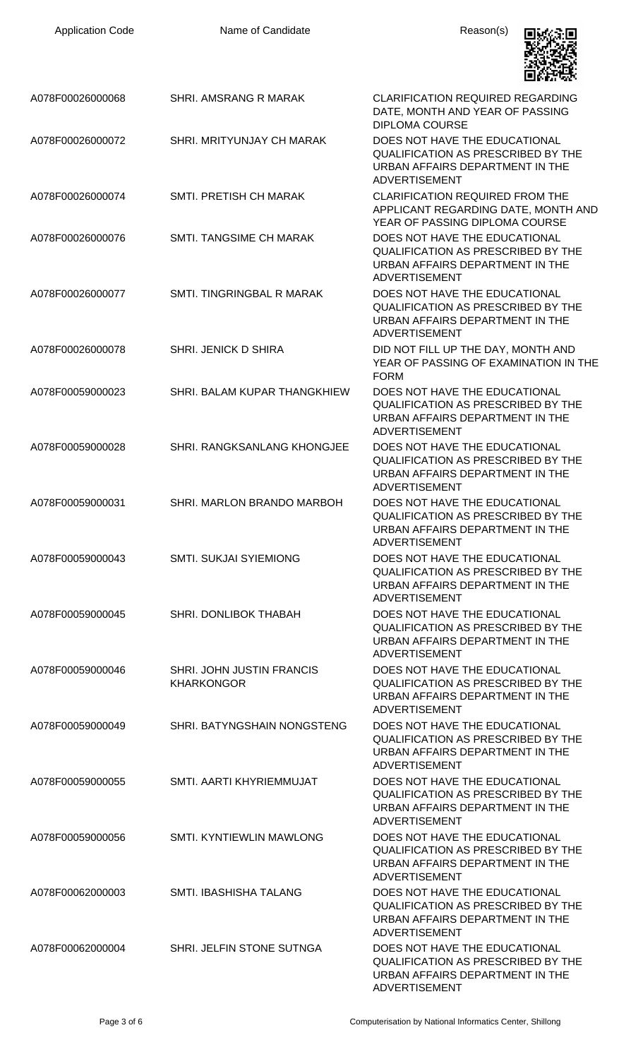| Application Code | Name of Candidate | Reason(s) |
| --- | --- | --- |
| A078F00026000068 | SHRI. AMSRANG R MARAK | CLARIFICATION REQUIRED REGARDING DATE, MONTH AND YEAR OF PASSING DIPLOMA COURSE |
| A078F00026000072 | SHRI. MRITYUNJAY CH MARAK | DOES NOT HAVE THE EDUCATIONAL QUALIFICATION AS PRESCRIBED BY THE URBAN AFFAIRS DEPARTMENT IN THE ADVERTISEMENT |
| A078F00026000074 | SMTI. PRETISH CH MARAK | CLARIFICATION REQUIRED FROM THE APPLICANT REGARDING DATE, MONTH AND YEAR OF PASSING DIPLOMA COURSE |
| A078F00026000076 | SMTI. TANGSIME CH MARAK | DOES NOT HAVE THE EDUCATIONAL QUALIFICATION AS PRESCRIBED BY THE URBAN AFFAIRS DEPARTMENT IN THE ADVERTISEMENT |
| A078F00026000077 | SMTI. TINGRINGBAL R MARAK | DOES NOT HAVE THE EDUCATIONAL QUALIFICATION AS PRESCRIBED BY THE URBAN AFFAIRS DEPARTMENT IN THE ADVERTISEMENT |
| A078F00026000078 | SHRI. JENICK D SHIRA | DID NOT FILL UP THE DAY, MONTH AND YEAR OF PASSING OF EXAMINATION IN THE FORM |
| A078F00059000023 | SHRI. BALAM KUPAR THANGKHIEW | DOES NOT HAVE THE EDUCATIONAL QUALIFICATION AS PRESCRIBED BY THE URBAN AFFAIRS DEPARTMENT IN THE ADVERTISEMENT |
| A078F00059000028 | SHRI. RANGKSANLANG KHONGJEE | DOES NOT HAVE THE EDUCATIONAL QUALIFICATION AS PRESCRIBED BY THE URBAN AFFAIRS DEPARTMENT IN THE ADVERTISEMENT |
| A078F00059000031 | SHRI. MARLON BRANDO MARBOH | DOES NOT HAVE THE EDUCATIONAL QUALIFICATION AS PRESCRIBED BY THE URBAN AFFAIRS DEPARTMENT IN THE ADVERTISEMENT |
| A078F00059000043 | SMTI. SUKJAI SYIEMIONG | DOES NOT HAVE THE EDUCATIONAL QUALIFICATION AS PRESCRIBED BY THE URBAN AFFAIRS DEPARTMENT IN THE ADVERTISEMENT |
| A078F00059000045 | SHRI. DONLIBOK THABAH | DOES NOT HAVE THE EDUCATIONAL QUALIFICATION AS PRESCRIBED BY THE URBAN AFFAIRS DEPARTMENT IN THE ADVERTISEMENT |
| A078F00059000046 | SHRI. JOHN JUSTIN FRANCIS KHARKONGOR | DOES NOT HAVE THE EDUCATIONAL QUALIFICATION AS PRESCRIBED BY THE URBAN AFFAIRS DEPARTMENT IN THE ADVERTISEMENT |
| A078F00059000049 | SHRI. BATYNGSHAIN NONGSTENG | DOES NOT HAVE THE EDUCATIONAL QUALIFICATION AS PRESCRIBED BY THE URBAN AFFAIRS DEPARTMENT IN THE ADVERTISEMENT |
| A078F00059000055 | SMTI. AARTI KHYRIEMMUJAT | DOES NOT HAVE THE EDUCATIONAL QUALIFICATION AS PRESCRIBED BY THE URBAN AFFAIRS DEPARTMENT IN THE ADVERTISEMENT |
| A078F00059000056 | SMTI. KYNTIEWLIN MAWLONG | DOES NOT HAVE THE EDUCATIONAL QUALIFICATION AS PRESCRIBED BY THE URBAN AFFAIRS DEPARTMENT IN THE ADVERTISEMENT |
| A078F00062000003 | SMTI. IBASHISHA TALANG | DOES NOT HAVE THE EDUCATIONAL QUALIFICATION AS PRESCRIBED BY THE URBAN AFFAIRS DEPARTMENT IN THE ADVERTISEMENT |
| A078F00062000004 | SHRI. JELFIN STONE SUTNGA | DOES NOT HAVE THE EDUCATIONAL QUALIFICATION AS PRESCRIBED BY THE URBAN AFFAIRS DEPARTMENT IN THE ADVERTISEMENT |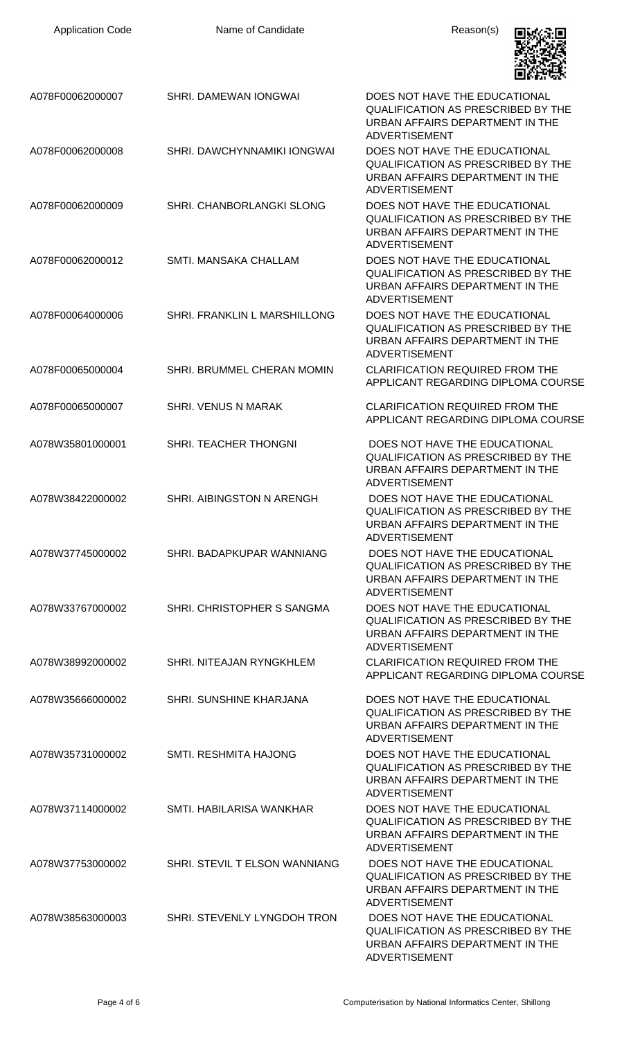| Application Code | Name of Candidate | Reason(s) |
| --- | --- | --- |
| A078F00062000007 | SHRI. DAMEWAN IONGWAI | DOES NOT HAVE THE EDUCATIONAL QUALIFICATION AS PRESCRIBED BY THE URBAN AFFAIRS DEPARTMENT IN THE ADVERTISEMENT |
| A078F00062000008 | SHRI. DAWCHYNNAMIKI IONGWAI | DOES NOT HAVE THE EDUCATIONAL QUALIFICATION AS PRESCRIBED BY THE URBAN AFFAIRS DEPARTMENT IN THE ADVERTISEMENT |
| A078F00062000009 | SHRI. CHANBORLANGKI SLONG | DOES NOT HAVE THE EDUCATIONAL QUALIFICATION AS PRESCRIBED BY THE URBAN AFFAIRS DEPARTMENT IN THE ADVERTISEMENT |
| A078F00062000012 | SMTI. MANSAKA CHALLAM | DOES NOT HAVE THE EDUCATIONAL QUALIFICATION AS PRESCRIBED BY THE URBAN AFFAIRS DEPARTMENT IN THE ADVERTISEMENT |
| A078F00064000006 | SHRI. FRANKLIN L MARSHILLONG | DOES NOT HAVE THE EDUCATIONAL QUALIFICATION AS PRESCRIBED BY THE URBAN AFFAIRS DEPARTMENT IN THE ADVERTISEMENT |
| A078F00065000004 | SHRI. BRUMMEL CHERAN MOMIN | CLARIFICATION REQUIRED FROM THE APPLICANT REGARDING DIPLOMA COURSE |
| A078F00065000007 | SHRI. VENUS N MARAK | CLARIFICATION REQUIRED FROM THE APPLICANT REGARDING DIPLOMA COURSE |
| A078W35801000001 | SHRI. TEACHER THONGNI | DOES NOT HAVE THE EDUCATIONAL QUALIFICATION AS PRESCRIBED BY THE URBAN AFFAIRS DEPARTMENT IN THE ADVERTISEMENT |
| A078W38422000002 | SHRI. AIBINGSTON N ARENGH | DOES NOT HAVE THE EDUCATIONAL QUALIFICATION AS PRESCRIBED BY THE URBAN AFFAIRS DEPARTMENT IN THE ADVERTISEMENT |
| A078W37745000002 | SHRI. BADAPKUPAR WANNIANG | DOES NOT HAVE THE EDUCATIONAL QUALIFICATION AS PRESCRIBED BY THE URBAN AFFAIRS DEPARTMENT IN THE ADVERTISEMENT |
| A078W33767000002 | SHRI. CHRISTOPHER S SANGMA | DOES NOT HAVE THE EDUCATIONAL QUALIFICATION AS PRESCRIBED BY THE URBAN AFFAIRS DEPARTMENT IN THE ADVERTISEMENT |
| A078W38992000002 | SHRI. NITEAJAN RYNGKHLEM | CLARIFICATION REQUIRED FROM THE APPLICANT REGARDING DIPLOMA COURSE |
| A078W35666000002 | SHRI. SUNSHINE KHARJANA | DOES NOT HAVE THE EDUCATIONAL QUALIFICATION AS PRESCRIBED BY THE URBAN AFFAIRS DEPARTMENT IN THE ADVERTISEMENT |
| A078W35731000002 | SMTI. RESHMITA HAJONG | DOES NOT HAVE THE EDUCATIONAL QUALIFICATION AS PRESCRIBED BY THE URBAN AFFAIRS DEPARTMENT IN THE ADVERTISEMENT |
| A078W37114000002 | SMTI. HABILARISA WANKHAR | DOES NOT HAVE THE EDUCATIONAL QUALIFICATION AS PRESCRIBED BY THE URBAN AFFAIRS DEPARTMENT IN THE ADVERTISEMENT |
| A078W37753000002 | SHRI. STEVIL T ELSON WANNIANG | DOES NOT HAVE THE EDUCATIONAL QUALIFICATION AS PRESCRIBED BY THE URBAN AFFAIRS DEPARTMENT IN THE ADVERTISEMENT |
| A078W38563000003 | SHRI. STEVENLY LYNGDOH TRON | DOES NOT HAVE THE EDUCATIONAL QUALIFICATION AS PRESCRIBED BY THE URBAN AFFAIRS DEPARTMENT IN THE ADVERTISEMENT |

Computerisation by National Informatics Center, Shillong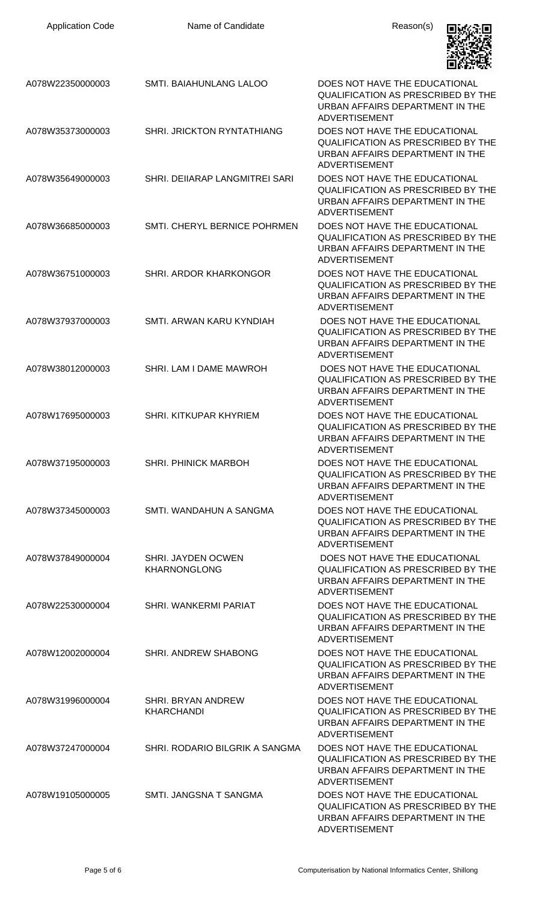| Application Code | Name of Candidate | Reason(s) |
| --- | --- | --- |
| A078W22350000003 | SMTI. BAIAHUNLANG LALOO | DOES NOT HAVE THE EDUCATIONAL QUALIFICATION AS PRESCRIBED BY THE URBAN AFFAIRS DEPARTMENT IN THE ADVERTISEMENT |
| A078W35373000003 | SHRI. JRICKTON RYNTATHIANG | DOES NOT HAVE THE EDUCATIONAL QUALIFICATION AS PRESCRIBED BY THE URBAN AFFAIRS DEPARTMENT IN THE ADVERTISEMENT |
| A078W35649000003 | SHRI. DEIIARAP LANGMITREI SARI | DOES NOT HAVE THE EDUCATIONAL QUALIFICATION AS PRESCRIBED BY THE URBAN AFFAIRS DEPARTMENT IN THE ADVERTISEMENT |
| A078W36685000003 | SMTI. CHERYL BERNICE POHRMEN | DOES NOT HAVE THE EDUCATIONAL QUALIFICATION AS PRESCRIBED BY THE URBAN AFFAIRS DEPARTMENT IN THE ADVERTISEMENT |
| A078W36751000003 | SHRI. ARDOR KHARKONGOR | DOES NOT HAVE THE EDUCATIONAL QUALIFICATION AS PRESCRIBED BY THE URBAN AFFAIRS DEPARTMENT IN THE ADVERTISEMENT |
| A078W37937000003 | SMTI. ARWAN KARU KYNDIAH | DOES NOT HAVE THE EDUCATIONAL QUALIFICATION AS PRESCRIBED BY THE URBAN AFFAIRS DEPARTMENT IN THE ADVERTISEMENT |
| A078W38012000003 | SHRI. LAM I DAME MAWROH | DOES NOT HAVE THE EDUCATIONAL QUALIFICATION AS PRESCRIBED BY THE URBAN AFFAIRS DEPARTMENT IN THE ADVERTISEMENT |
| A078W17695000003 | SHRI. KITKUPAR KHYRIEM | DOES NOT HAVE THE EDUCATIONAL QUALIFICATION AS PRESCRIBED BY THE URBAN AFFAIRS DEPARTMENT IN THE ADVERTISEMENT |
| A078W37195000003 | SHRI. PHINICK MARBOH | DOES NOT HAVE THE EDUCATIONAL QUALIFICATION AS PRESCRIBED BY THE URBAN AFFAIRS DEPARTMENT IN THE ADVERTISEMENT |
| A078W37345000003 | SMTI. WANDAHUN A SANGMA | DOES NOT HAVE THE EDUCATIONAL QUALIFICATION AS PRESCRIBED BY THE URBAN AFFAIRS DEPARTMENT IN THE ADVERTISEMENT |
| A078W37849000004 | SHRI. JAYDEN OCWEN KHARNONGLONG | DOES NOT HAVE THE EDUCATIONAL QUALIFICATION AS PRESCRIBED BY THE URBAN AFFAIRS DEPARTMENT IN THE ADVERTISEMENT |
| A078W22530000004 | SHRI. WANKERMI PARIAT | DOES NOT HAVE THE EDUCATIONAL QUALIFICATION AS PRESCRIBED BY THE URBAN AFFAIRS DEPARTMENT IN THE ADVERTISEMENT |
| A078W12002000004 | SHRI. ANDREW SHABONG | DOES NOT HAVE THE EDUCATIONAL QUALIFICATION AS PRESCRIBED BY THE URBAN AFFAIRS DEPARTMENT IN THE ADVERTISEMENT |
| A078W31996000004 | SHRI. BRYAN ANDREW KHARCHANDI | DOES NOT HAVE THE EDUCATIONAL QUALIFICATION AS PRESCRIBED BY THE URBAN AFFAIRS DEPARTMENT IN THE ADVERTISEMENT |
| A078W37247000004 | SHRI. RODARIO BILGRIK A SANGMA | DOES NOT HAVE THE EDUCATIONAL QUALIFICATION AS PRESCRIBED BY THE URBAN AFFAIRS DEPARTMENT IN THE ADVERTISEMENT |
| A078W19105000005 | SMTI. JANGSNA T SANGMA | DOES NOT HAVE THE EDUCATIONAL QUALIFICATION AS PRESCRIBED BY THE URBAN AFFAIRS DEPARTMENT IN THE ADVERTISEMENT |

Computerisation by National Informatics Center, Shillong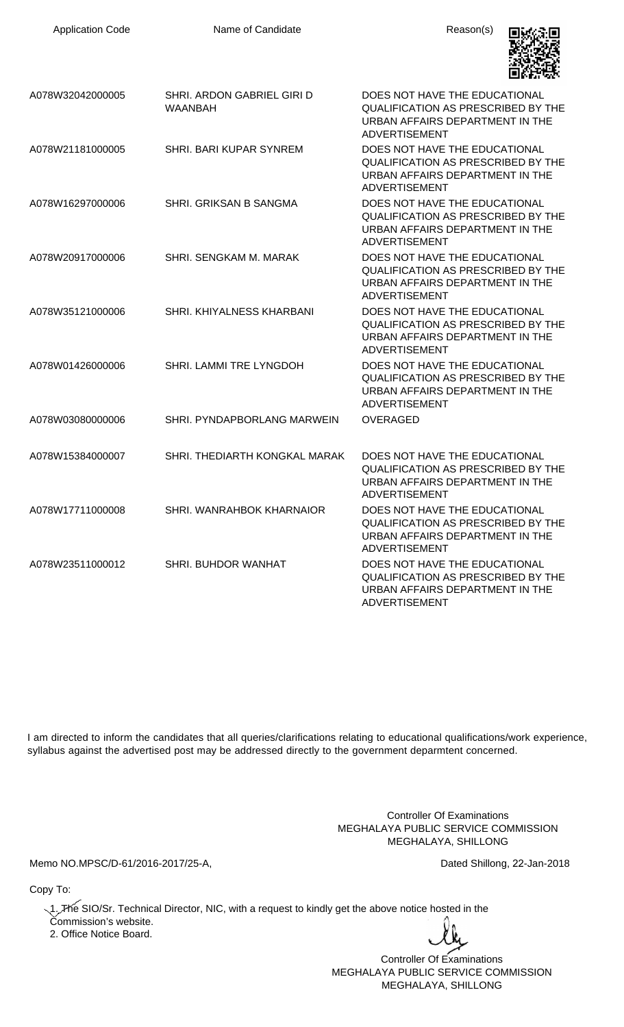| Application Code | Name of Candidate | Reason(s) |
| --- | --- | --- |
| A078W32042000005 | SHRI. ARDON GABRIEL GIRI D WAANBAH | DOES NOT HAVE THE EDUCATIONAL QUALIFICATION AS PRESCRIBED BY THE URBAN AFFAIRS DEPARTMENT IN THE ADVERTISEMENT |
| A078W21181000005 | SHRI. BARI KUPAR SYNREM | DOES NOT HAVE THE EDUCATIONAL QUALIFICATION AS PRESCRIBED BY THE URBAN AFFAIRS DEPARTMENT IN THE ADVERTISEMENT |
| A078W16297000006 | SHRI. GRIKSAN B SANGMA | DOES NOT HAVE THE EDUCATIONAL QUALIFICATION AS PRESCRIBED BY THE URBAN AFFAIRS DEPARTMENT IN THE ADVERTISEMENT |
| A078W20917000006 | SHRI. SENGKAM M. MARAK | DOES NOT HAVE THE EDUCATIONAL QUALIFICATION AS PRESCRIBED BY THE URBAN AFFAIRS DEPARTMENT IN THE ADVERTISEMENT |
| A078W35121000006 | SHRI. KHIYALNESS KHARBANI | DOES NOT HAVE THE EDUCATIONAL QUALIFICATION AS PRESCRIBED BY THE URBAN AFFAIRS DEPARTMENT IN THE ADVERTISEMENT |
| A078W01426000006 | SHRI. LAMMI TRE LYNGDOH | DOES NOT HAVE THE EDUCATIONAL QUALIFICATION AS PRESCRIBED BY THE URBAN AFFAIRS DEPARTMENT IN THE ADVERTISEMENT |
| A078W03080000006 | SHRI. PYNDAPBORLANG MARWEIN | OVERAGED |
| A078W15384000007 | SHRI. THEDIARTH KONGKAL MARAK | DOES NOT HAVE THE EDUCATIONAL QUALIFICATION AS PRESCRIBED BY THE URBAN AFFAIRS DEPARTMENT IN THE ADVERTISEMENT |
| A078W17711000008 | SHRI. WANRAHBOK KHARNAIOR | DOES NOT HAVE THE EDUCATIONAL QUALIFICATION AS PRESCRIBED BY THE URBAN AFFAIRS DEPARTMENT IN THE ADVERTISEMENT |
| A078W23511000012 | SHRI. BUHDOR WANHAT | DOES NOT HAVE THE EDUCATIONAL QUALIFICATION AS PRESCRIBED BY THE URBAN AFFAIRS DEPARTMENT IN THE ADVERTISEMENT |

I am directed to inform the candidates that all queries/clarifications relating to educational qualifications/work experience, syllabus against the advertised post may be addressed directly to the government deparmtent concerned.

Controller Of Examinations
MEGHALAYA PUBLIC SERVICE COMMISSION
MEGHALAYA, SHILLONG

Memo NO.MPSC/D-61/2016-2017/25-A, Dated Shillong, 22-Jan-2018

Copy To:

1. The SIO/Sr. Technical Director, NIC, with a request to kindly get the above notice hosted in the Commission's website.
2. Office Notice Board.

Controller Of Examinations
MEGHALAYA PUBLIC SERVICE COMMISSION
MEGHALAYA, SHILLONG